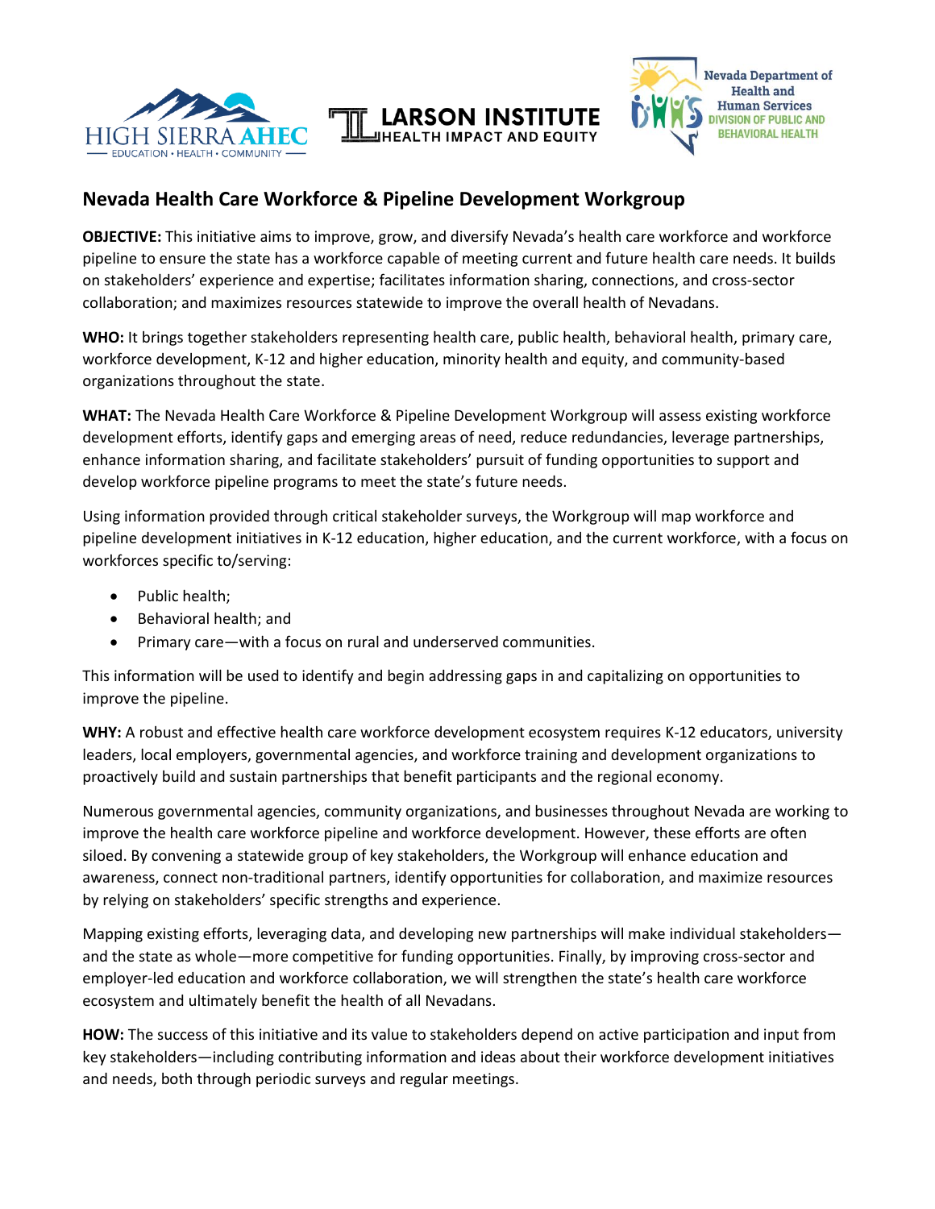# Nevada Health Care Workforce & Pipeline Development Workgroup

**OBJECTIVE:** This initiative aims to improve, grow, and diversify Nevada's health care workforce and workforce pipeline to ensure the state has a workforce capable of meeting current and future health care needs. It builds on stakeholders' experience and expertise; facilitates information sharing, connections, and cross-sector collaboration; and maximizes resources statewide to improve the overall health of Nevadans.

**WHO:** It brings together stakeholders representing health care, public health, behavioral health, primary care, workforce development, K-12 and higher education, minority health and equity, and community-based organizations throughout the state.

**WHAT:** The Nevada Health Care Workforce & Pipeline Development Workgroup will assess existing workforce development efforts, identify gaps and emerging areas of need, reduce redundancies, leverage partnerships, enhance information sharing, and facilitate stakeholders' pursuit of funding opportunities to support and develop workforce pipeline programs to meet the state's future needs.

Using information provided through critical stakeholder surveys, the Workgroup will map workforce and pipeline development initiatives in K-12 education, higher education, and the current workforce, with a focus on workforces specific to/serving:

- Public health;
- Behavioral health; and
- Primary care—with a focus on rural and underserved communities.

This information will be used to identify and begin addressing gaps in and capitalizing on opportunities to improve the pipeline.

**WHY:** A robust and effective health care workforce development ecosystem requires K-12 educators, university leaders, local employers, governmental agencies, and workforce training and development organizations to proactively build and sustain partnerships that benefit participants and the regional economy.

Numerous governmental agencies, community organizations, and businesses throughout Nevada are working to improve the health care workforce pipeline and workforce development. However, these efforts are often siloed. By convening a statewide group of key stakeholders, the Workgroup will enhance education and awareness, connect non-traditional partners, identify opportunities for collaboration, and maximize resources by relying on stakeholders' specific strengths and experience.

Mapping existing efforts, leveraging data, and developing new partnerships will make individual stakeholders—and the state as whole—more competitive for funding opportunities. Finally, by improving cross-sector and employer-led education and workforce collaboration, we will strengthen the state's health care workforce ecosystem and ultimately benefit the health of all Nevadans.

**HOW:** The success of this initiative and its value to stakeholders depend on active participation and input from key stakeholders—including contributing information and ideas about their workforce development initiatives and needs, both through periodic surveys and regular meetings.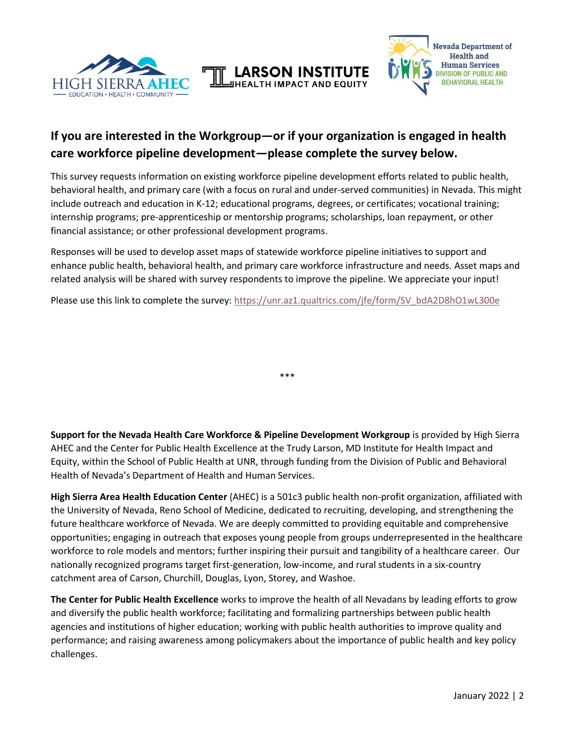## If you are interested in the Workgroup—or if your organization is engaged in health care workforce pipeline development—please complete the survey below.

This survey requests information on existing workforce pipeline development efforts related to public health, behavioral health, and primary care (with a focus on rural and under-served communities) in Nevada. This might include outreach and education in K-12; educational programs, degrees, or certificates; vocational training; internship programs; pre-apprenticeship or mentorship programs; scholarships, loan repayment, or other financial assistance; or other professional development programs.

Responses will be used to develop asset maps of statewide workforce pipeline initiatives to support and enhance public health, behavioral health, and primary care workforce infrastructure and needs. Asset maps and related analysis will be shared with survey respondents to improve the pipeline. We appreciate your input!

Please use this link to complete the survey: https://unr.az1.qualtrics.com/jfe/form/SV_bdA2D8hO1wL300e

***

**Support for the Nevada Health Care Workforce & Pipeline Development Workgroup** is provided by High Sierra AHEC and the Center for Public Health Excellence at the Trudy Larson, MD Institute for Health Impact and Equity, within the School of Public Health at UNR, through funding from the Division of Public and Behavioral Health of Nevada's Department of Health and Human Services.

**High Sierra Area Health Education Center** (AHEC) is a 501c3 public health non-profit organization, affiliated with the University of Nevada, Reno School of Medicine, dedicated to recruiting, developing, and strengthening the future healthcare workforce of Nevada. We are deeply committed to providing equitable and comprehensive opportunities; engaging in outreach that exposes young people from groups underrepresented in the healthcare workforce to role models and mentors; further inspiring their pursuit and tangibility of a healthcare career. Our nationally recognized programs target first-generation, low-income, and rural students in a six-country catchment area of Carson, Churchill, Douglas, Lyon, Storey, and Washoe.

**The Center for Public Health Excellence** works to improve the health of all Nevadans by leading efforts to grow and diversify the public health workforce; facilitating and formalizing partnerships between public health agencies and institutions of higher education; working with public health authorities to improve quality and performance; and raising awareness among policymakers about the importance of public health and key policy challenges.

January 2022